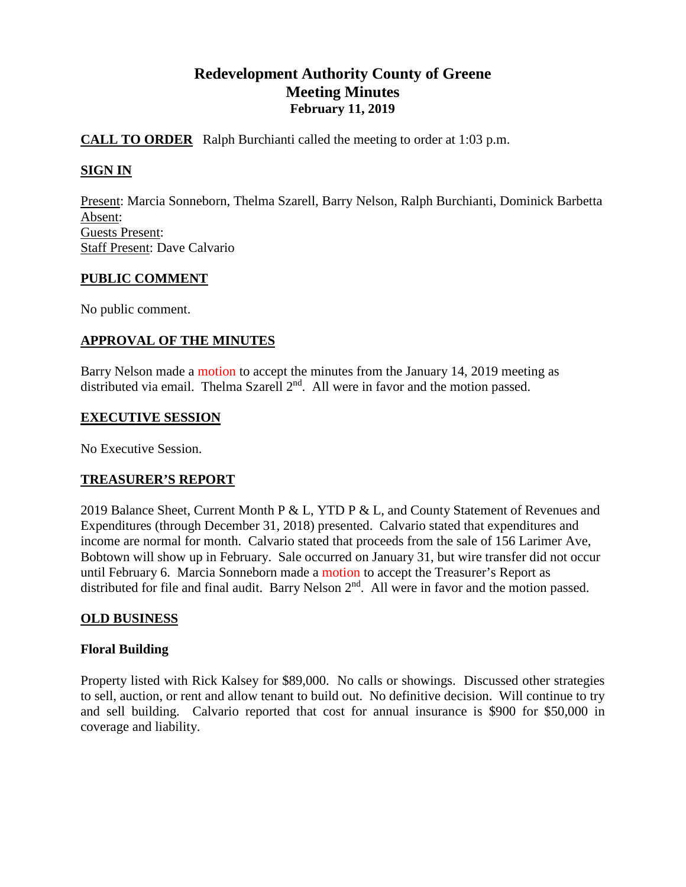# Redevelopment Authority County of Greene
## Meeting Minutes
### February 11, 2019

**CALL TO ORDER** Ralph Burchianti called the meeting to order at 1:03 p.m.

**SIGN IN**

Present: Marcia Sonneborn, Thelma Szarell, Barry Nelson, Ralph Burchianti, Dominick Barbetta
Absent:
Guests Present:
Staff Present: Dave Calvario

**PUBLIC COMMENT**

No public comment.

**APPROVAL OF THE MINUTES**

Barry Nelson made a motion to accept the minutes from the January 14, 2019 meeting as distributed via email. Thelma Szarell 2nd. All were in favor and the motion passed.

**EXECUTIVE SESSION**

No Executive Session.

**TREASURER'S REPORT**

2019 Balance Sheet, Current Month P & L, YTD P & L, and County Statement of Revenues and Expenditures (through December 31, 2018) presented. Calvario stated that expenditures and income are normal for month. Calvario stated that proceeds from the sale of 156 Larimer Ave, Bobtown will show up in February. Sale occurred on January 31, but wire transfer did not occur until February 6. Marcia Sonneborn made a motion to accept the Treasurer's Report as distributed for file and final audit. Barry Nelson 2nd. All were in favor and the motion passed.

**OLD BUSINESS**

**Floral Building**

Property listed with Rick Kalsey for $89,000. No calls or showings. Discussed other strategies to sell, auction, or rent and allow tenant to build out. No definitive decision. Will continue to try and sell building. Calvario reported that cost for annual insurance is $900 for $50,000 in coverage and liability.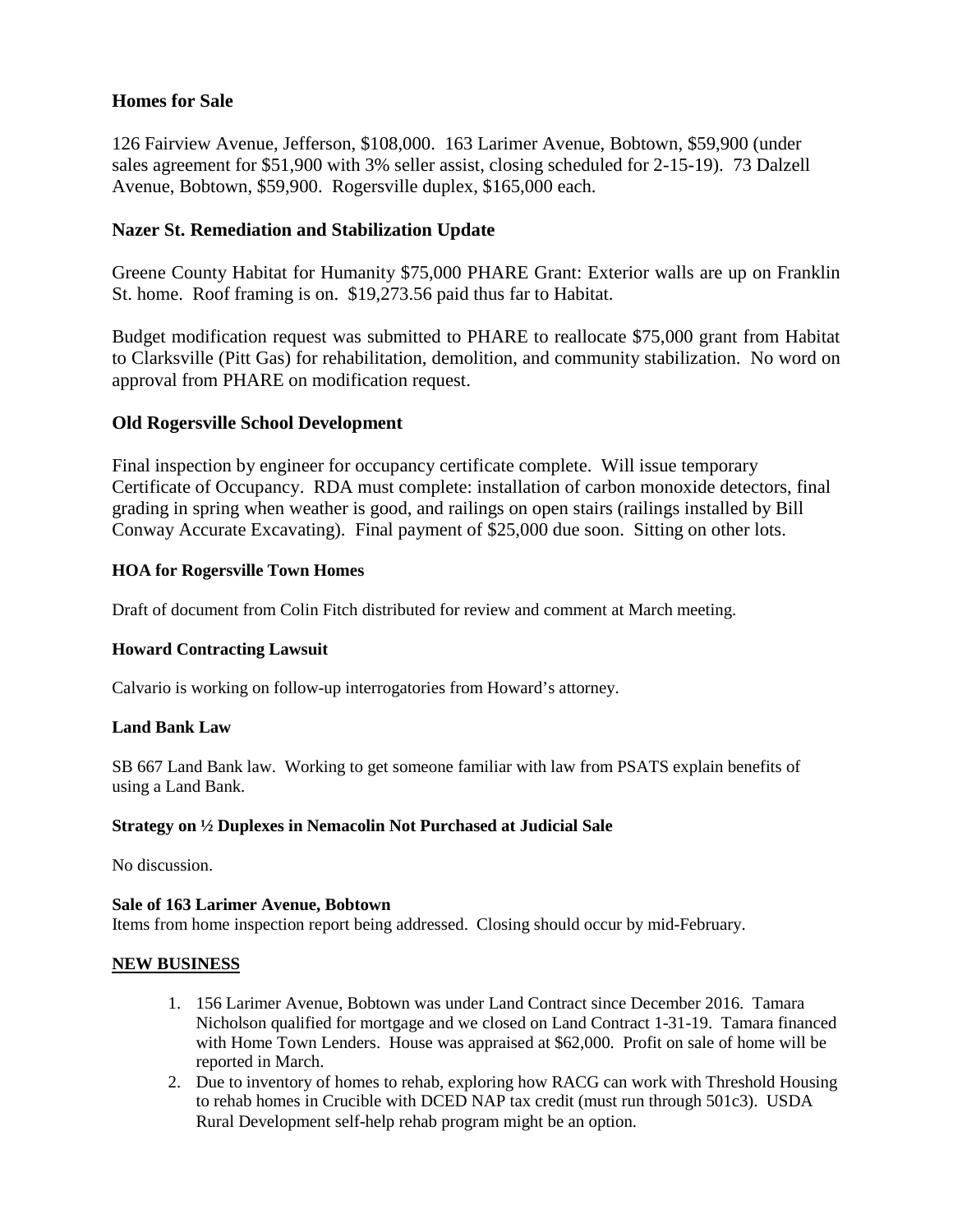### Homes for Sale

126 Fairview Avenue, Jefferson, $108,000. 163 Larimer Avenue, Bobtown, $59,900 (under sales agreement for $51,900 with 3% seller assist, closing scheduled for 2-15-19). 73 Dalzell Avenue, Bobtown, $59,900. Rogersville duplex, $165,000 each.

### Nazer St. Remediation and Stabilization Update

Greene County Habitat for Humanity $75,000 PHARE Grant: Exterior walls are up on Franklin St. home. Roof framing is on. $19,273.56 paid thus far to Habitat.

Budget modification request was submitted to PHARE to reallocate $75,000 grant from Habitat to Clarksville (Pitt Gas) for rehabilitation, demolition, and community stabilization. No word on approval from PHARE on modification request.

### Old Rogersville School Development

Final inspection by engineer for occupancy certificate complete. Will issue temporary Certificate of Occupancy. RDA must complete: installation of carbon monoxide detectors, final grading in spring when weather is good, and railings on open stairs (railings installed by Bill Conway Accurate Excavating). Final payment of $25,000 due soon. Sitting on other lots.

#### HOA for Rogersville Town Homes

Draft of document from Colin Fitch distributed for review and comment at March meeting.

#### Howard Contracting Lawsuit

Calvario is working on follow-up interrogatories from Howard's attorney.

#### Land Bank Law

SB 667 Land Bank law. Working to get someone familiar with law from PSATS explain benefits of using a Land Bank.

#### Strategy on ½ Duplexes in Nemacolin Not Purchased at Judicial Sale

No discussion.

#### Sale of 163 Larimer Avenue, Bobtown

Items from home inspection report being addressed. Closing should occur by mid-February.

#### NEW BUSINESS

1. 156 Larimer Avenue, Bobtown was under Land Contract since December 2016. Tamara Nicholson qualified for mortgage and we closed on Land Contract 1-31-19. Tamara financed with Home Town Lenders. House was appraised at $62,000. Profit on sale of home will be reported in March.
2. Due to inventory of homes to rehab, exploring how RACG can work with Threshold Housing to rehab homes in Crucible with DCED NAP tax credit (must run through 501c3). USDA Rural Development self-help rehab program might be an option.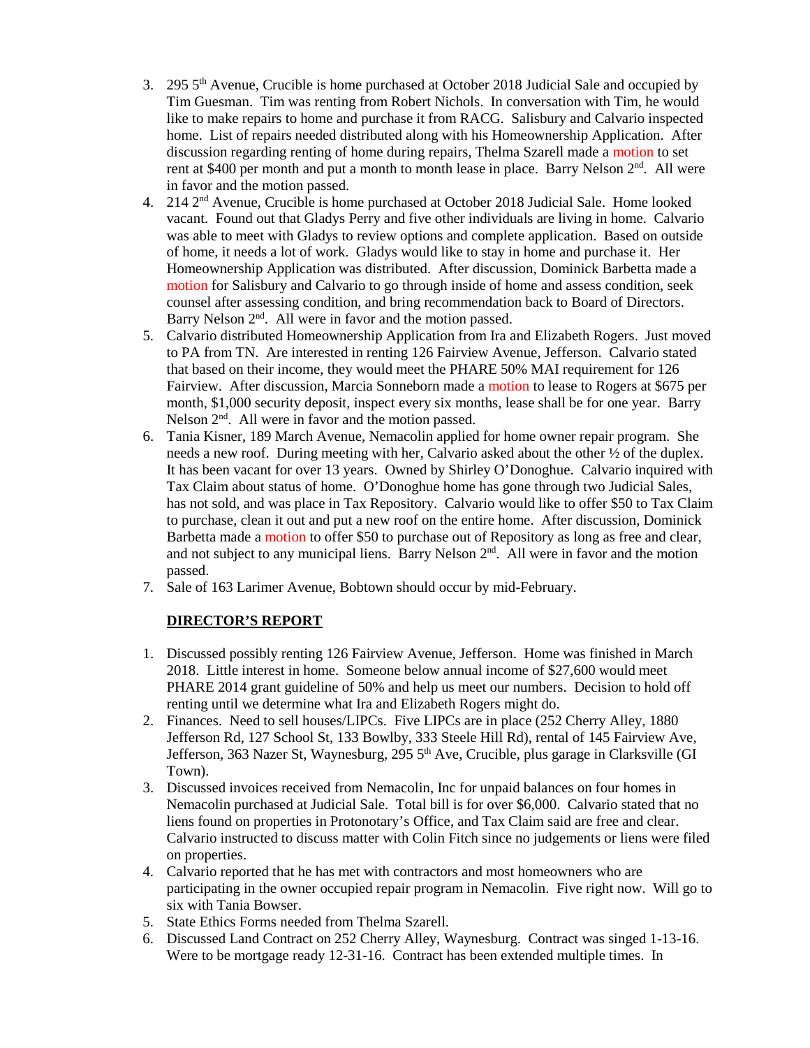3. 295 5th Avenue, Crucible is home purchased at October 2018 Judicial Sale and occupied by Tim Guesman. Tim was renting from Robert Nichols. In conversation with Tim, he would like to make repairs to home and purchase it from RACG. Salisbury and Calvario inspected home. List of repairs needed distributed along with his Homeownership Application. After discussion regarding renting of home during repairs, Thelma Szarell made a motion to set rent at $400 per month and put a month to month lease in place. Barry Nelson 2nd. All were in favor and the motion passed.
4. 214 2nd Avenue, Crucible is home purchased at October 2018 Judicial Sale. Home looked vacant. Found out that Gladys Perry and five other individuals are living in home. Calvario was able to meet with Gladys to review options and complete application. Based on outside of home, it needs a lot of work. Gladys would like to stay in home and purchase it. Her Homeownership Application was distributed. After discussion, Dominick Barbetta made a motion for Salisbury and Calvario to go through inside of home and assess condition, seek counsel after assessing condition, and bring recommendation back to Board of Directors. Barry Nelson 2nd. All were in favor and the motion passed.
5. Calvario distributed Homeownership Application from Ira and Elizabeth Rogers. Just moved to PA from TN. Are interested in renting 126 Fairview Avenue, Jefferson. Calvario stated that based on their income, they would meet the PHARE 50% MAI requirement for 126 Fairview. After discussion, Marcia Sonneborn made a motion to lease to Rogers at $675 per month, $1,000 security deposit, inspect every six months, lease shall be for one year. Barry Nelson 2nd. All were in favor and the motion passed.
6. Tania Kisner, 189 March Avenue, Nemacolin applied for home owner repair program. She needs a new roof. During meeting with her, Calvario asked about the other ½ of the duplex. It has been vacant for over 13 years. Owned by Shirley O'Donoghue. Calvario inquired with Tax Claim about status of home. O'Donoghue home has gone through two Judicial Sales, has not sold, and was place in Tax Repository. Calvario would like to offer $50 to Tax Claim to purchase, clean it out and put a new roof on the entire home. After discussion, Dominick Barbetta made a motion to offer $50 to purchase out of Repository as long as free and clear, and not subject to any municipal liens. Barry Nelson 2nd. All were in favor and the motion passed.
7. Sale of 163 Larimer Avenue, Bobtown should occur by mid-February.

**DIRECTOR'S REPORT**

1. Discussed possibly renting 126 Fairview Avenue, Jefferson. Home was finished in March 2018. Little interest in home. Someone below annual income of $27,600 would meet PHARE 2014 grant guideline of 50% and help us meet our numbers. Decision to hold off renting until we determine what Ira and Elizabeth Rogers might do.
2. Finances. Need to sell houses/LIPCs. Five LIPCs are in place (252 Cherry Alley, 1880 Jefferson Rd, 127 School St, 133 Bowlby, 333 Steele Hill Rd), rental of 145 Fairview Ave, Jefferson, 363 Nazer St, Waynesburg, 295 5th Ave, Crucible, plus garage in Clarksville (GI Town).
3. Discussed invoices received from Nemacolin, Inc for unpaid balances on four homes in Nemacolin purchased at Judicial Sale. Total bill is for over $6,000. Calvario stated that no liens found on properties in Protonotary's Office, and Tax Claim said are free and clear. Calvario instructed to discuss matter with Colin Fitch since no judgements or liens were filed on properties.
4. Calvario reported that he has met with contractors and most homeowners who are participating in the owner occupied repair program in Nemacolin. Five right now. Will go to six with Tania Bowser.
5. State Ethics Forms needed from Thelma Szarell.
6. Discussed Land Contract on 252 Cherry Alley, Waynesburg. Contract was singed 1-13-16. Were to be mortgage ready 12-31-16. Contract has been extended multiple times. In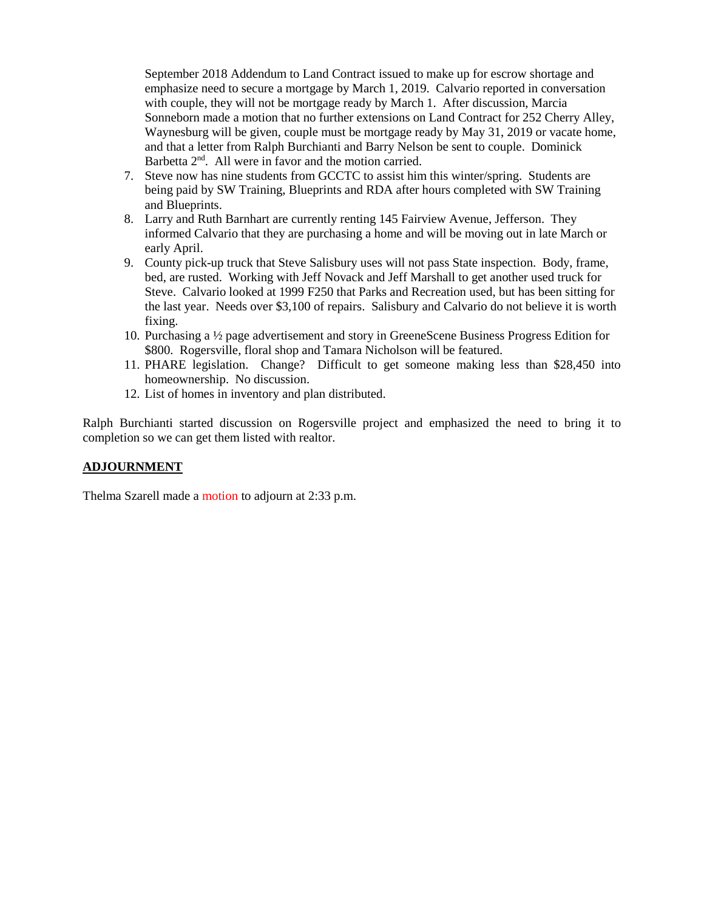September 2018 Addendum to Land Contract issued to make up for escrow shortage and emphasize need to secure a mortgage by March 1, 2019. Calvario reported in conversation with couple, they will not be mortgage ready by March 1. After discussion, Marcia Sonneborn made a motion that no further extensions on Land Contract for 252 Cherry Alley, Waynesburg will be given, couple must be mortgage ready by May 31, 2019 or vacate home, and that a letter from Ralph Burchianti and Barry Nelson be sent to couple. Dominick Barbetta 2nd. All were in favor and the motion carried.

7. Steve now has nine students from GCCTC to assist him this winter/spring. Students are being paid by SW Training, Blueprints and RDA after hours completed with SW Training and Blueprints.
8. Larry and Ruth Barnhart are currently renting 145 Fairview Avenue, Jefferson. They informed Calvario that they are purchasing a home and will be moving out in late March or early April.
9. County pick-up truck that Steve Salisbury uses will not pass State inspection. Body, frame, bed, are rusted. Working with Jeff Novack and Jeff Marshall to get another used truck for Steve. Calvario looked at 1999 F250 that Parks and Recreation used, but has been sitting for the last year. Needs over $3,100 of repairs. Salisbury and Calvario do not believe it is worth fixing.
10. Purchasing a ½ page advertisement and story in GreeneScene Business Progress Edition for $800. Rogersville, floral shop and Tamara Nicholson will be featured.
11. PHARE legislation. Change? Difficult to get someone making less than $28,450 into homeownership. No discussion.
12. List of homes in inventory and plan distributed.

Ralph Burchianti started discussion on Rogersville project and emphasized the need to bring it to completion so we can get them listed with realtor.

## ADJOURNMENT

Thelma Szarell made a motion to adjourn at 2:33 p.m.